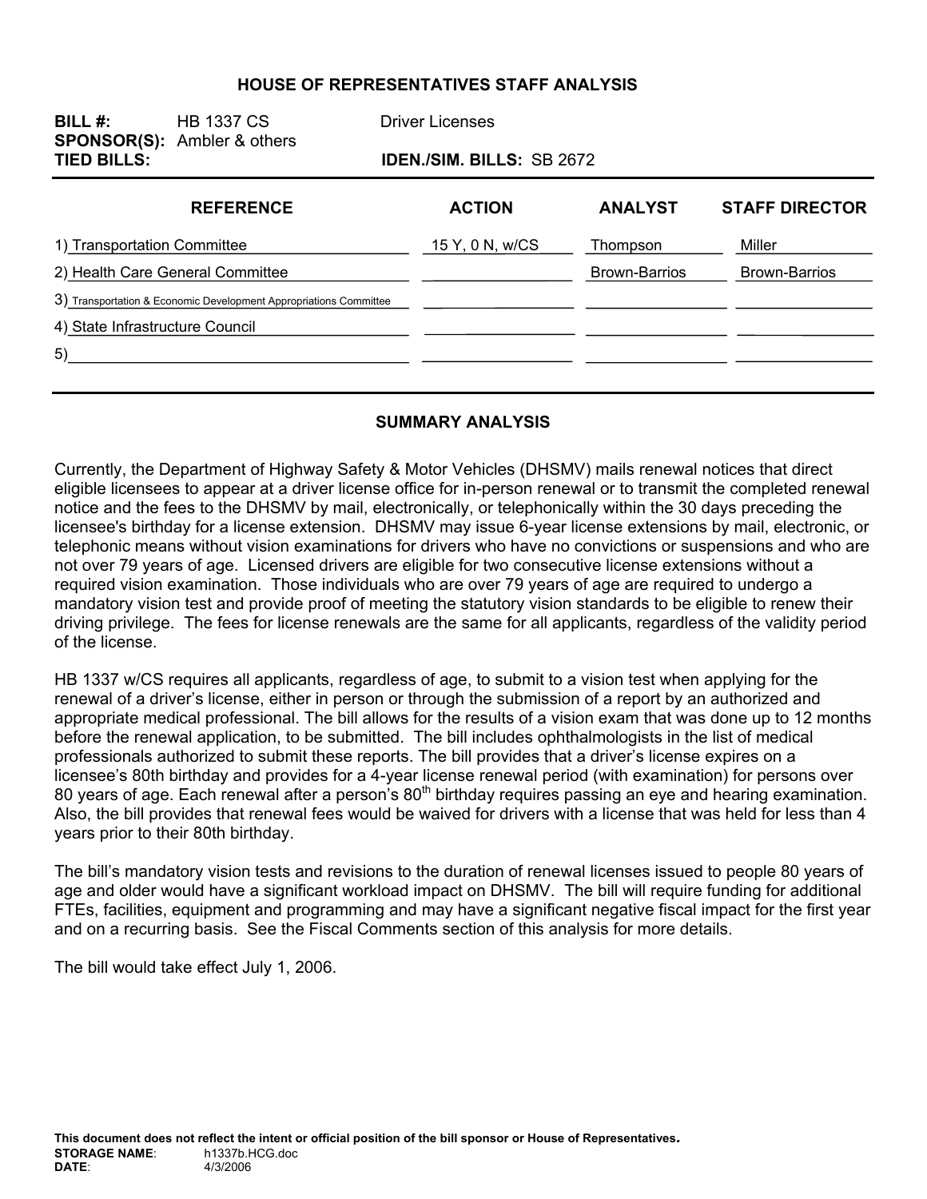# HOUSE OF REPRESENTATIVES STAFF ANALYSIS

**BILL #:** HB 1337 CS     Driver Licenses

**SPONSOR(S):** Ambler & others

**TIED BILLS:**     **IDEN./SIM. BILLS:** SB 2672

| REFERENCE | ACTION | ANALYST | STAFF DIRECTOR |
|---|---|---|---|
| 1) Transportation Committee | 15 Y, 0 N, w/CS | Thompson | Miller |
| 2) Health Care General Committee | | Brown-Barrios | Brown-Barrios |
| 3) Transportation & Economic Development Appropriations Committee | | | |
| 4) State Infrastructure Council | | | |
| 5) | | | |

## SUMMARY ANALYSIS

Currently, the Department of Highway Safety & Motor Vehicles (DHSMV) mails renewal notices that direct eligible licensees to appear at a driver license office for in-person renewal or to transmit the completed renewal notice and the fees to the DHSMV by mail, electronically, or telephonically within the 30 days preceding the licensee's birthday for a license extension. DHSMV may issue 6-year license extensions by mail, electronic, or telephonic means without vision examinations for drivers who have no convictions or suspensions and who are not over 79 years of age. Licensed drivers are eligible for two consecutive license extensions without a required vision examination. Those individuals who are over 79 years of age are required to undergo a mandatory vision test and provide proof of meeting the statutory vision standards to be eligible to renew their driving privilege. The fees for license renewals are the same for all applicants, regardless of the validity period of the license.

HB 1337 w/CS requires all applicants, regardless of age, to submit to a vision test when applying for the renewal of a driver's license, either in person or through the submission of a report by an authorized and appropriate medical professional. The bill allows for the results of a vision exam that was done up to 12 months before the renewal application, to be submitted. The bill includes ophthalmologists in the list of medical professionals authorized to submit these reports. The bill provides that a driver's license expires on a licensee's 80th birthday and provides for a 4-year license renewal period (with examination) for persons over 80 years of age. Each renewal after a person's 80th birthday requires passing an eye and hearing examination. Also, the bill provides that renewal fees would be waived for drivers with a license that was held for less than 4 years prior to their 80th birthday.

The bill's mandatory vision tests and revisions to the duration of renewal licenses issued to people 80 years of age and older would have a significant workload impact on DHSMV. The bill will require funding for additional FTEs, facilities, equipment and programming and may have a significant negative fiscal impact for the first year and on a recurring basis. See the Fiscal Comments section of this analysis for more details.

The bill would take effect July 1, 2006.

**This document does not reflect the intent or official position of the bill sponsor or House of Representatives.**

**STORAGE NAME:** h1337b.HCG.doc
**DATE:** 4/3/2006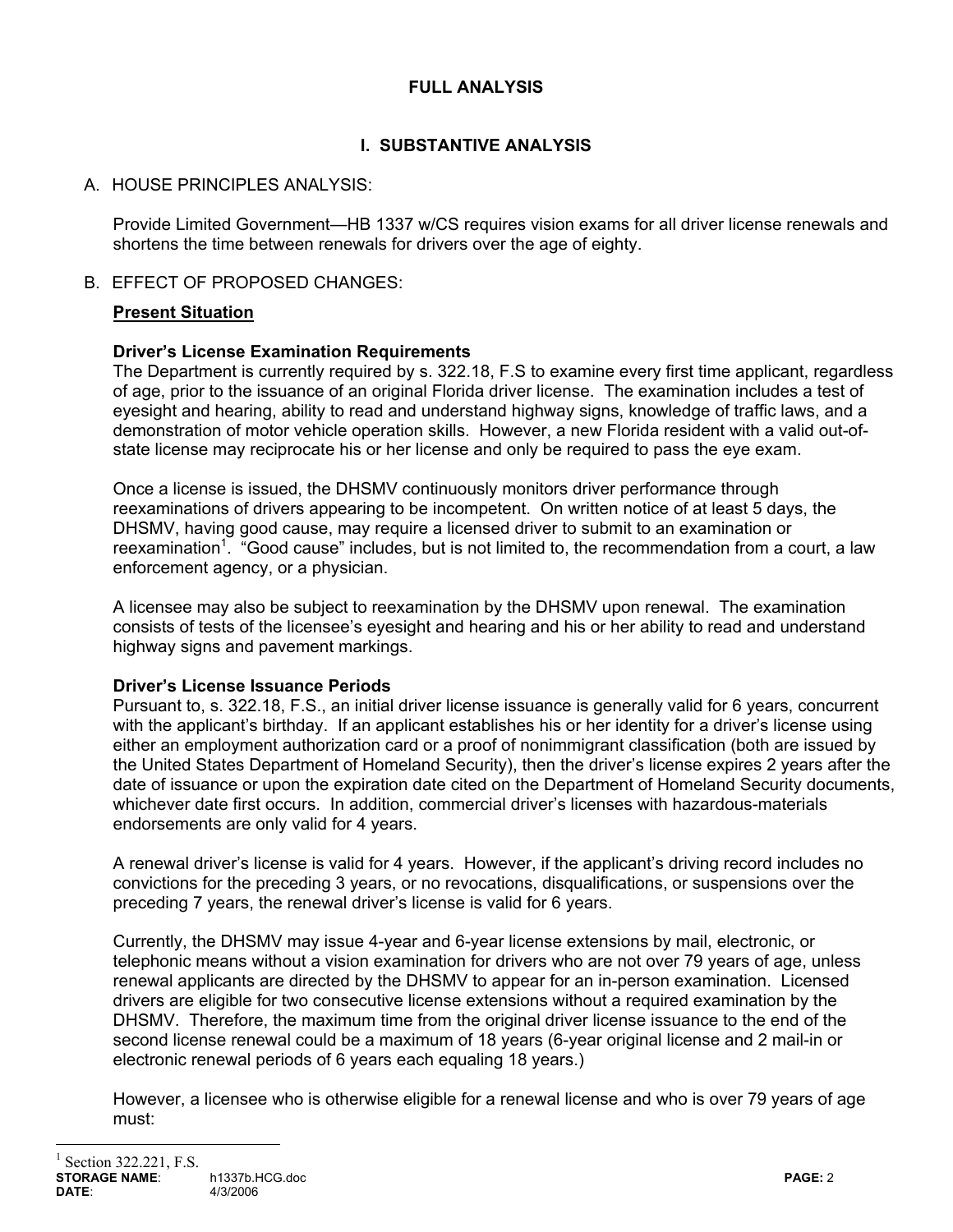# FULL ANALYSIS

## I. SUBSTANTIVE ANALYSIS

A. HOUSE PRINCIPLES ANALYSIS:

Provide Limited Government—HB 1337 w/CS requires vision exams for all driver license renewals and shortens the time between renewals for drivers over the age of eighty.

B. EFFECT OF PROPOSED CHANGES:

**Present Situation**

**Driver's License Examination Requirements**

The Department is currently required by s. 322.18, F.S to examine every first time applicant, regardless of age, prior to the issuance of an original Florida driver license. The examination includes a test of eyesight and hearing, ability to read and understand highway signs, knowledge of traffic laws, and a demonstration of motor vehicle operation skills. However, a new Florida resident with a valid out-of-state license may reciprocate his or her license and only be required to pass the eye exam.

Once a license is issued, the DHSMV continuously monitors driver performance through reexaminations of drivers appearing to be incompetent. On written notice of at least 5 days, the DHSMV, having good cause, may require a licensed driver to submit to an examination or reexamination[1]. "Good cause" includes, but is not limited to, the recommendation from a court, a law enforcement agency, or a physician.

A licensee may also be subject to reexamination by the DHSMV upon renewal. The examination consists of tests of the licensee's eyesight and hearing and his or her ability to read and understand highway signs and pavement markings.

**Driver's License Issuance Periods**

Pursuant to, s. 322.18, F.S., an initial driver license issuance is generally valid for 6 years, concurrent with the applicant's birthday. If an applicant establishes his or her identity for a driver's license using either an employment authorization card or a proof of nonimmigrant classification (both are issued by the United States Department of Homeland Security), then the driver's license expires 2 years after the date of issuance or upon the expiration date cited on the Department of Homeland Security documents, whichever date first occurs. In addition, commercial driver's licenses with hazardous-materials endorsements are only valid for 4 years.

A renewal driver's license is valid for 4 years. However, if the applicant's driving record includes no convictions for the preceding 3 years, or no revocations, disqualifications, or suspensions over the preceding 7 years, the renewal driver's license is valid for 6 years.

Currently, the DHSMV may issue 4-year and 6-year license extensions by mail, electronic, or telephonic means without a vision examination for drivers who are not over 79 years of age, unless renewal applicants are directed by the DHSMV to appear for an in-person examination. Licensed drivers are eligible for two consecutive license extensions without a required examination by the DHSMV. Therefore, the maximum time from the original driver license issuance to the end of the second license renewal could be a maximum of 18 years (6-year original license and 2 mail-in or electronic renewal periods of 6 years each equaling 18 years.)

However, a licensee who is otherwise eligible for a renewal license and who is over 79 years of age must:

[1] Section 322.221, F.S.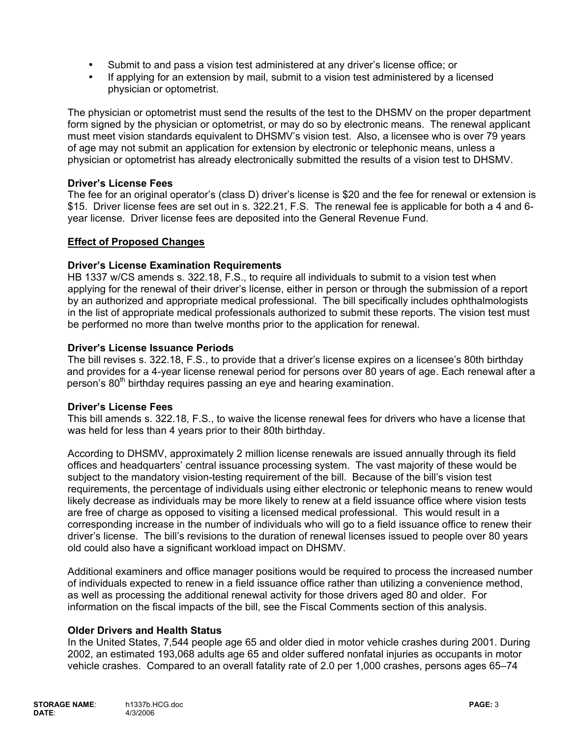- Submit to and pass a vision test administered at any driver's license office; or
- If applying for an extension by mail, submit to a vision test administered by a licensed physician or optometrist.

The physician or optometrist must send the results of the test to the DHSMV on the proper department form signed by the physician or optometrist, or may do so by electronic means. The renewal applicant must meet vision standards equivalent to DHSMV's vision test. Also, a licensee who is over 79 years of age may not submit an application for extension by electronic or telephonic means, unless a physician or optometrist has already electronically submitted the results of a vision test to DHSMV.

**Driver's License Fees**
The fee for an original operator's (class D) driver's license is $20 and the fee for renewal or extension is $15. Driver license fees are set out in s. 322.21, F.S. The renewal fee is applicable for both a 4 and 6-year license. Driver license fees are deposited into the General Revenue Fund.

**Effect of Proposed Changes**

**Driver's License Examination Requirements**
HB 1337 w/CS amends s. 322.18, F.S., to require all individuals to submit to a vision test when applying for the renewal of their driver's license, either in person or through the submission of a report by an authorized and appropriate medical professional. The bill specifically includes ophthalmologists in the list of appropriate medical professionals authorized to submit these reports. The vision test must be performed no more than twelve months prior to the application for renewal.

**Driver's License Issuance Periods**
The bill revises s. 322.18, F.S., to provide that a driver's license expires on a licensee's 80th birthday and provides for a 4-year license renewal period for persons over 80 years of age. Each renewal after a person's 80th birthday requires passing an eye and hearing examination.

**Driver's License Fees**
This bill amends s. 322.18, F.S., to waive the license renewal fees for drivers who have a license that was held for less than 4 years prior to their 80th birthday.

According to DHSMV, approximately 2 million license renewals are issued annually through its field offices and headquarters' central issuance processing system. The vast majority of these would be subject to the mandatory vision-testing requirement of the bill. Because of the bill's vision test requirements, the percentage of individuals using either electronic or telephonic means to renew would likely decrease as individuals may be more likely to renew at a field issuance office where vision tests are free of charge as opposed to visiting a licensed medical professional. This would result in a corresponding increase in the number of individuals who will go to a field issuance office to renew their driver's license. The bill's revisions to the duration of renewal licenses issued to people over 80 years old could also have a significant workload impact on DHSMV.

Additional examiners and office manager positions would be required to process the increased number of individuals expected to renew in a field issuance office rather than utilizing a convenience method, as well as processing the additional renewal activity for those drivers aged 80 and older. For information on the fiscal impacts of the bill, see the Fiscal Comments section of this analysis.

**Older Drivers and Health Status**
In the United States, 7,544 people age 65 and older died in motor vehicle crashes during 2001. During 2002, an estimated 193,068 adults age 65 and older suffered nonfatal injuries as occupants in motor vehicle crashes. Compared to an overall fatality rate of 2.0 per 1,000 crashes, persons ages 65–74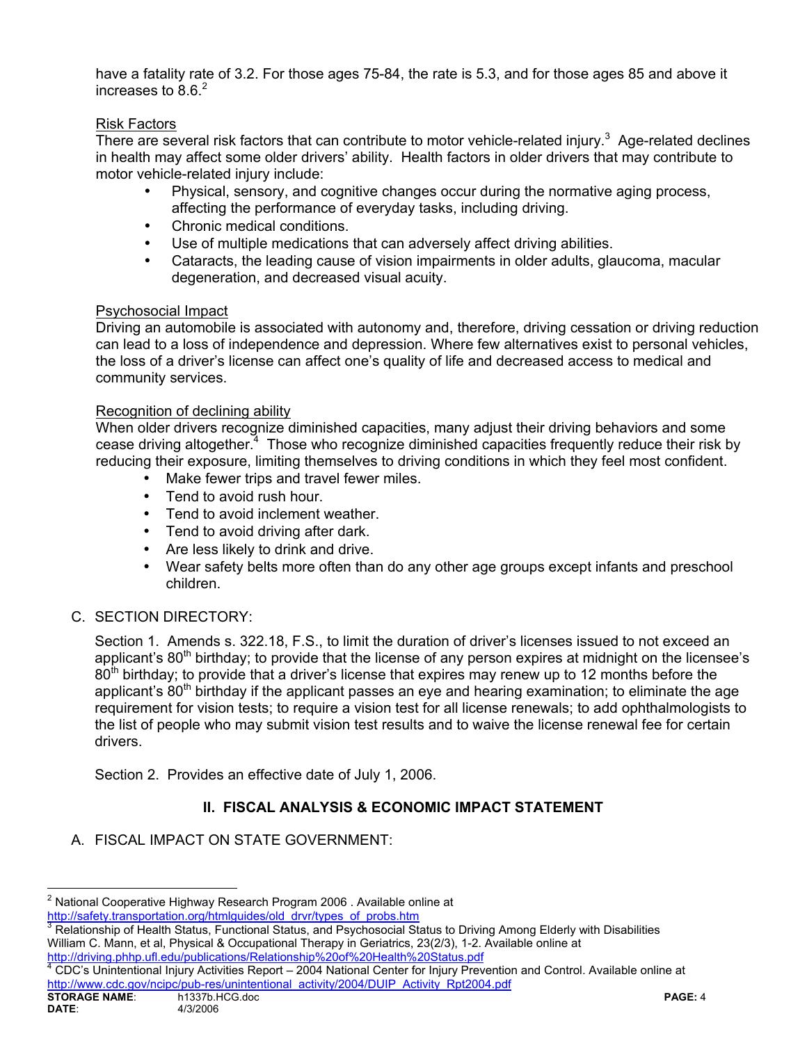have a fatality rate of 3.2. For those ages 75-84, the rate is 5.3, and for those ages 85 and above it increases to 8.6.[2]

Risk Factors

There are several risk factors that can contribute to motor vehicle-related injury.[3] Age-related declines in health may affect some older drivers' ability. Health factors in older drivers that may contribute to motor vehicle-related injury include:

- Physical, sensory, and cognitive changes occur during the normative aging process, affecting the performance of everyday tasks, including driving.
- Chronic medical conditions.
- Use of multiple medications that can adversely affect driving abilities.
- Cataracts, the leading cause of vision impairments in older adults, glaucoma, macular degeneration, and decreased visual acuity.

Psychosocial Impact

Driving an automobile is associated with autonomy and, therefore, driving cessation or driving reduction can lead to a loss of independence and depression. Where few alternatives exist to personal vehicles, the loss of a driver's license can affect one's quality of life and decreased access to medical and community services.

Recognition of declining ability

When older drivers recognize diminished capacities, many adjust their driving behaviors and some cease driving altogether.[4] Those who recognize diminished capacities frequently reduce their risk by reducing their exposure, limiting themselves to driving conditions in which they feel most confident.

- Make fewer trips and travel fewer miles.
- Tend to avoid rush hour.
- Tend to avoid inclement weather.
- Tend to avoid driving after dark.
- Are less likely to drink and drive.
- Wear safety belts more often than do any other age groups except infants and preschool children.

C. SECTION DIRECTORY:

Section 1. Amends s. 322.18, F.S., to limit the duration of driver's licenses issued to not exceed an applicant's 80th birthday; to provide that the license of any person expires at midnight on the licensee's 80th birthday; to provide that a driver's license that expires may renew up to 12 months before the applicant's 80th birthday if the applicant passes an eye and hearing examination; to eliminate the age requirement for vision tests; to require a vision test for all license renewals; to add ophthalmologists to the list of people who may submit vision test results and to waive the license renewal fee for certain drivers.

Section 2. Provides an effective date of July 1, 2006.

## II. FISCAL ANALYSIS & ECONOMIC IMPACT STATEMENT

A. FISCAL IMPACT ON STATE GOVERNMENT:

---

[2] National Cooperative Highway Research Program 2006 . Available online at http://safety.transportation.org/htmlguides/old_drvr/types_of_probs.htm

[3] Relationship of Health Status, Functional Status, and Psychosocial Status to Driving Among Elderly with Disabilities William C. Mann, et al, Physical & Occupational Therapy in Geriatrics, 23(2/3), 1-2. Available online at http://driving.phhp.ufl.edu/publications/Relationship%20of%20Health%20Status.pdf

[4] CDC's Unintentional Injury Activities Report – 2004 National Center for Injury Prevention and Control. Available online at http://www.cdc.gov/ncipc/pub-res/unintentional_activity/2004/DUIP_Activity_Rpt2004.pdf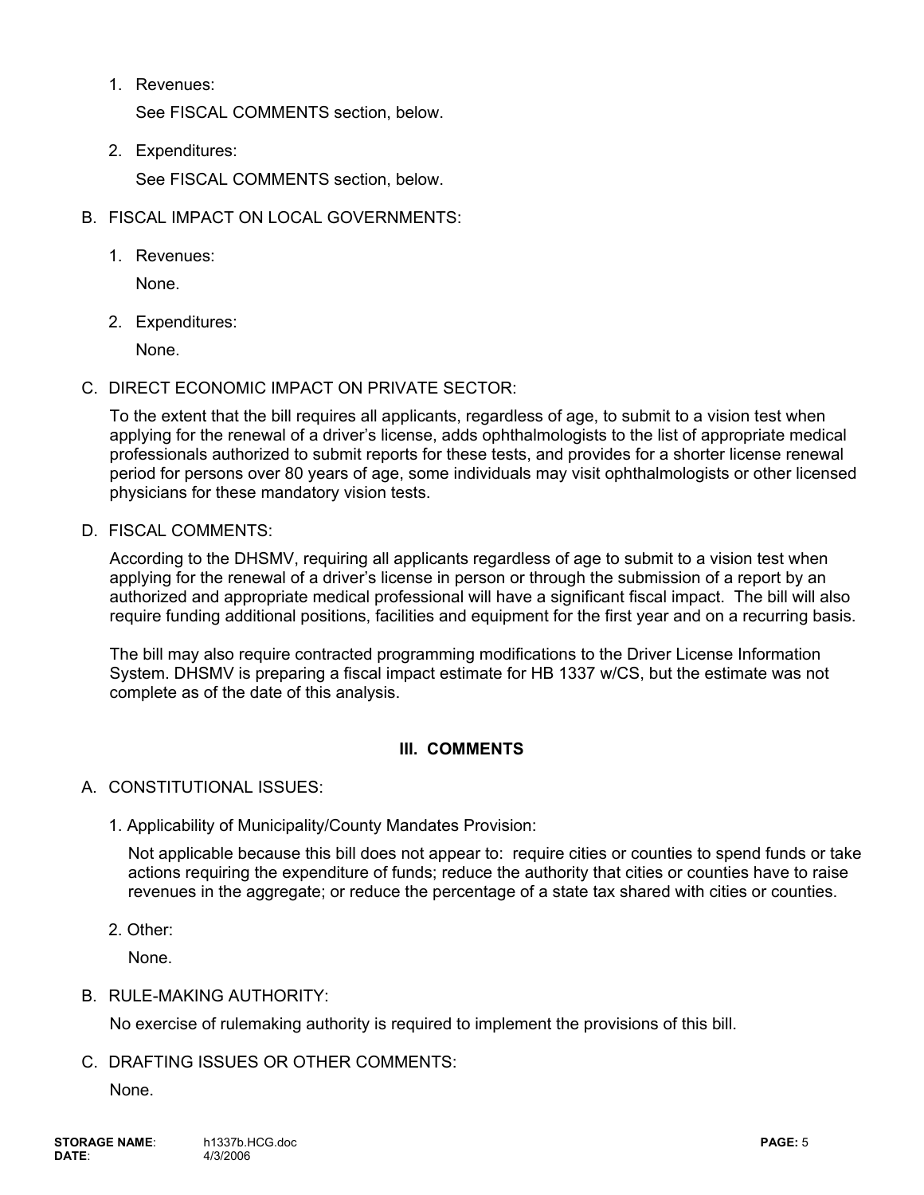1. Revenues:

   See FISCAL COMMENTS section, below.

2. Expenditures:

   See FISCAL COMMENTS section, below.

B. FISCAL IMPACT ON LOCAL GOVERNMENTS:

1. Revenues:

   None.

2. Expenditures:

   None.

C. DIRECT ECONOMIC IMPACT ON PRIVATE SECTOR:

To the extent that the bill requires all applicants, regardless of age, to submit to a vision test when applying for the renewal of a driver's license, adds ophthalmologists to the list of appropriate medical professionals authorized to submit reports for these tests, and provides for a shorter license renewal period for persons over 80 years of age, some individuals may visit ophthalmologists or other licensed physicians for these mandatory vision tests.

D. FISCAL COMMENTS:

According to the DHSMV, requiring all applicants regardless of age to submit to a vision test when applying for the renewal of a driver's license in person or through the submission of a report by an authorized and appropriate medical professional will have a significant fiscal impact. The bill will also require funding additional positions, facilities and equipment for the first year and on a recurring basis.

The bill may also require contracted programming modifications to the Driver License Information System. DHSMV is preparing a fiscal impact estimate for HB 1337 w/CS, but the estimate was not complete as of the date of this analysis.

## III. COMMENTS

A. CONSTITUTIONAL ISSUES:

1. Applicability of Municipality/County Mandates Provision:

   Not applicable because this bill does not appear to: require cities or counties to spend funds or take actions requiring the expenditure of funds; reduce the authority that cities or counties have to raise revenues in the aggregate; or reduce the percentage of a state tax shared with cities or counties.

2. Other:

   None.

B. RULE-MAKING AUTHORITY:

No exercise of rulemaking authority is required to implement the provisions of this bill.

C. DRAFTING ISSUES OR OTHER COMMENTS:

None.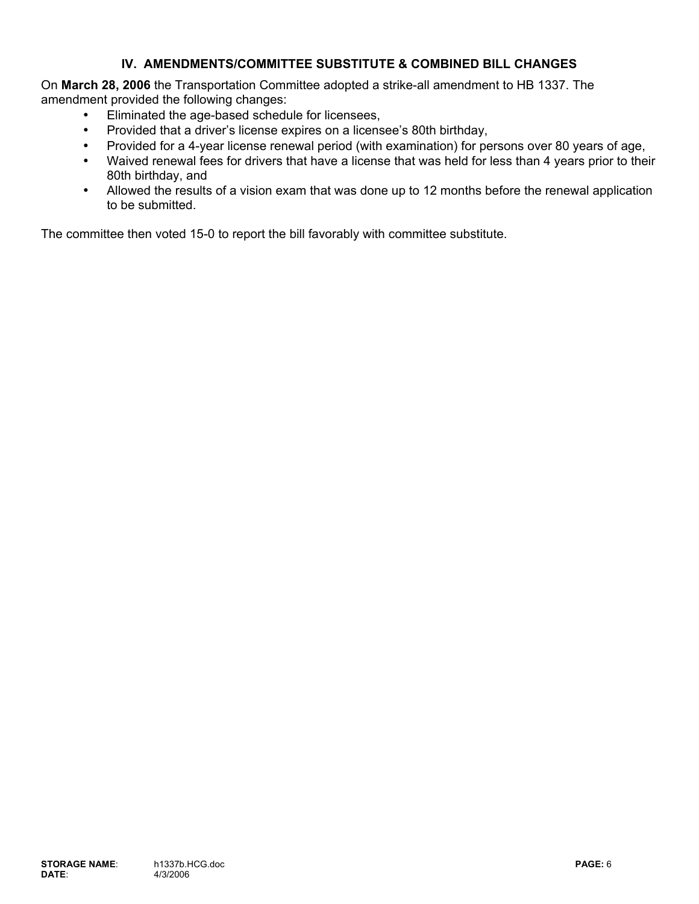## IV. AMENDMENTS/COMMITTEE SUBSTITUTE & COMBINED BILL CHANGES

On **March 28, 2006** the Transportation Committee adopted a strike-all amendment to HB 1337. The amendment provided the following changes:

- Eliminated the age-based schedule for licensees,
- Provided that a driver's license expires on a licensee's 80th birthday,
- Provided for a 4-year license renewal period (with examination) for persons over 80 years of age,
- Waived renewal fees for drivers that have a license that was held for less than 4 years prior to their 80th birthday, and
- Allowed the results of a vision exam that was done up to 12 months before the renewal application to be submitted.

The committee then voted 15-0 to report the bill favorably with committee substitute.